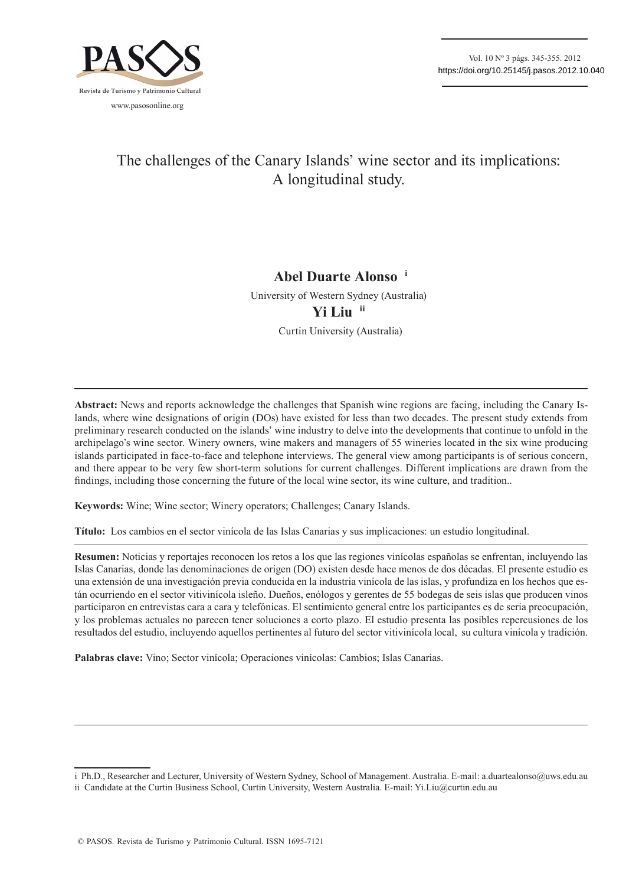# The challenges of the Canary Islands' wine sector and its implications: A longitudinal study.

**Abel Duarte Alonso** [i]

University of Western Sydney (Australia)

**Yi Liu** [ii]

Curtin University (Australia)

**Abstract:** News and reports acknowledge the challenges that Spanish wine regions are facing, including the Canary Islands, where wine designations of origin (DOs) have existed for less than two decades. The present study extends from preliminary research conducted on the islands' wine industry to delve into the developments that continue to unfold in the archipelago's wine sector. Winery owners, wine makers and managers of 55 wineries located in the six wine producing islands participated in face-to-face and telephone interviews. The general view among participants is of serious concern, and there appear to be very few short-term solutions for current challenges. Different implications are drawn from the findings, including those concerning the future of the local wine sector, its wine culture, and tradition..

**Keywords:** Wine; Wine sector; Winery operators; Challenges; Canary Islands.

**Título:** Los cambios en el sector vinícola de las Islas Canarias y sus implicaciones: un estudio longitudinal.

**Resumen:** Noticias y reportajes reconocen los retos a los que las regiones vinícolas españolas se enfrentan, incluyendo las Islas Canarias, donde las denominaciones de origen (DO) existen desde hace menos de dos décadas. El presente estudio es una extensión de una investigación previa conducida en la industria vinícola de las islas, y profundiza en los hechos que están ocurriendo en el sector vitivinícola isleño. Dueños, enólogos y gerentes de 55 bodegas de seis islas que producen vinos participaron en entrevistas cara a cara y telefónicas. El sentimiento general entre los participantes es de seria preocupación, y los problemas actuales no parecen tener soluciones a corto plazo. El estudio presenta las posibles repercusiones de los resultados del estudio, incluyendo aquellos pertinentes al futuro del sector vitivinícola local, su cultura vinícola y tradición.

**Palabras clave:** Vino; Sector vinícola; Operaciones vinícolas: Cambios; Islas Canarias.

---

i Ph.D., Researcher and Lecturer, University of Western Sydney, School of Management. Australia. E-mail: a.duartealonso@uws.edu.au

ii Candidate at the Curtin Business School, Curtin University, Western Australia. E-mail: Yi.Liu@curtin.edu.au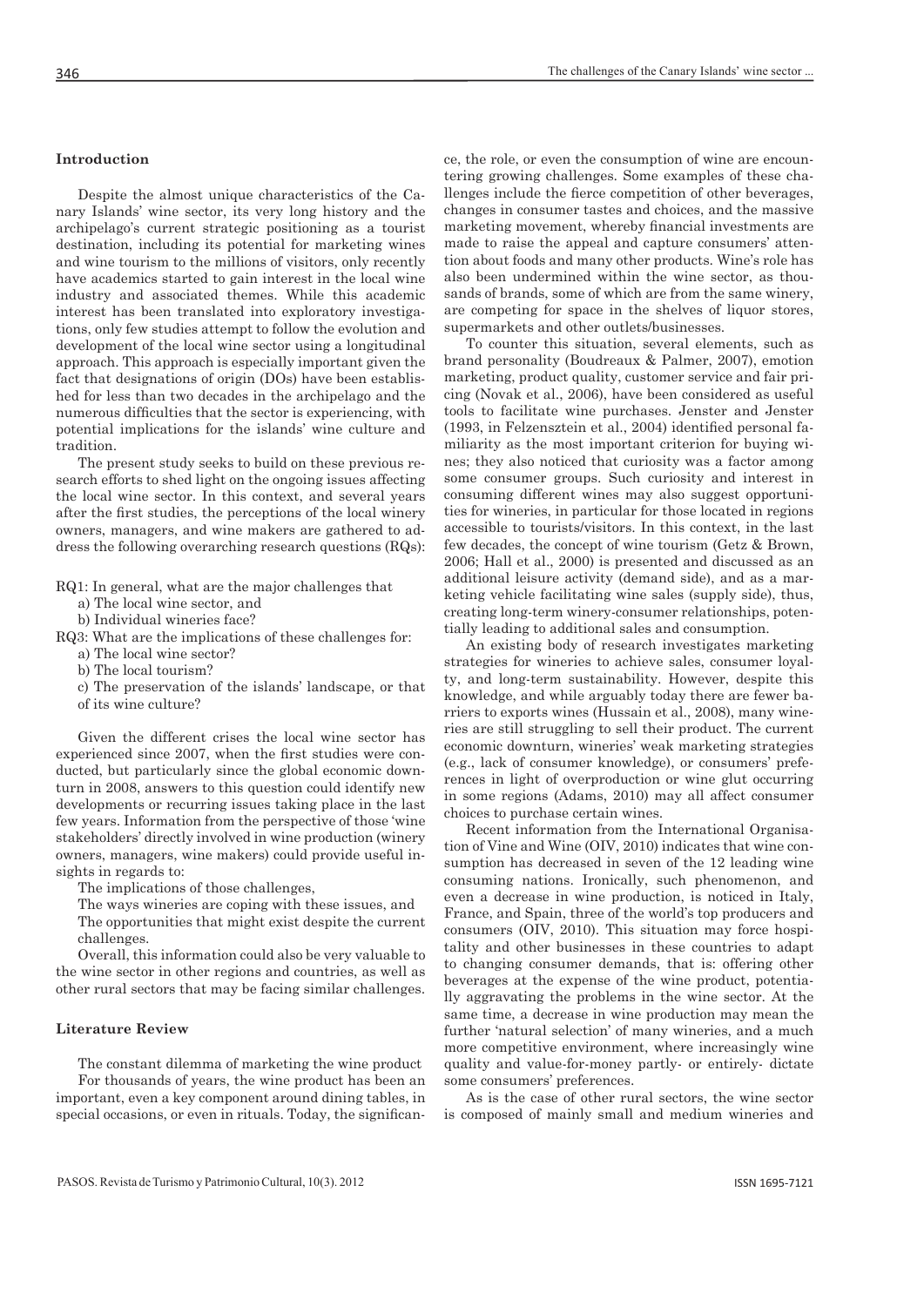## Introduction

Despite the almost unique characteristics of the Canary Islands' wine sector, its very long history and the archipelago's current strategic positioning as a tourist destination, including its potential for marketing wines and wine tourism to the millions of visitors, only recently have academics started to gain interest in the local wine industry and associated themes. While this academic interest has been translated into exploratory investigations, only few studies attempt to follow the evolution and development of the local wine sector using a longitudinal approach. This approach is especially important given the fact that designations of origin (DOs) have been established for less than two decades in the archipelago and the numerous difficulties that the sector is experiencing, with potential implications for the islands' wine culture and tradition.

The present study seeks to build on these previous research efforts to shed light on the ongoing issues affecting the local wine sector. In this context, and several years after the first studies, the perceptions of the local winery owners, managers, and wine makers are gathered to address the following overarching research questions (RQs):

RQ1: In general, what are the major challenges that
 a) The local wine sector, and
 b) Individual wineries face?
RQ3: What are the implications of these challenges for:
 a) The local wine sector?
 b) The local tourism?
 c) The preservation of the islands' landscape, or that of its wine culture?

Given the different crises the local wine sector has experienced since 2007, when the first studies were conducted, but particularly since the global economic downturn in 2008, answers to this question could identify new developments or recurring issues taking place in the last few years. Information from the perspective of those 'wine stakeholders' directly involved in wine production (winery owners, managers, wine makers) could provide useful insights in regards to:

The implications of those challenges,

The ways wineries are coping with these issues, and

The opportunities that might exist despite the current challenges.

Overall, this information could also be very valuable to the wine sector in other regions and countries, as well as other rural sectors that may be facing similar challenges.

## Literature Review

The constant dilemma of marketing the wine product

For thousands of years, the wine product has been an important, even a key component around dining tables, in special occasions, or even in rituals. Today, the significance, the role, or even the consumption of wine are encountering growing challenges. Some examples of these challenges include the fierce competition of other beverages, changes in consumer tastes and choices, and the massive marketing movement, whereby financial investments are made to raise the appeal and capture consumers' attention about foods and many other products. Wine's role has also been undermined within the wine sector, as thousands of brands, some of which are from the same winery, are competing for space in the shelves of liquor stores, supermarkets and other outlets/businesses.

To counter this situation, several elements, such as brand personality (Boudreaux & Palmer, 2007), emotion marketing, product quality, customer service and fair pricing (Novak et al., 2006), have been considered as useful tools to facilitate wine purchases. Jenster and Jenster (1993, in Felzensztein et al., 2004) identified personal familiarity as the most important criterion for buying wines; they also noticed that curiosity was a factor among some consumer groups. Such curiosity and interest in consuming different wines may also suggest opportunities for wineries, in particular for those located in regions accessible to tourists/visitors. In this context, in the last few decades, the concept of wine tourism (Getz & Brown, 2006; Hall et al., 2000) is presented and discussed as an additional leisure activity (demand side), and as a marketing vehicle facilitating wine sales (supply side), thus, creating long-term winery-consumer relationships, potentially leading to additional sales and consumption.

An existing body of research investigates marketing strategies for wineries to achieve sales, consumer loyalty, and long-term sustainability. However, despite this knowledge, and while arguably today there are fewer barriers to exports wines (Hussain et al., 2008), many wineries are still struggling to sell their product. The current economic downturn, wineries' weak marketing strategies (e.g., lack of consumer knowledge), or consumers' preferences in light of overproduction or wine glut occurring in some regions (Adams, 2010) may all affect consumer choices to purchase certain wines.

Recent information from the International Organisation of Vine and Wine (OIV, 2010) indicates that wine consumption has decreased in seven of the 12 leading wine consuming nations. Ironically, such phenomenon, and even a decrease in wine production, is noticed in Italy, France, and Spain, three of the world's top producers and consumers (OIV, 2010). This situation may force hospitality and other businesses in these countries to adapt to changing consumer demands, that is: offering other beverages at the expense of the wine product, potentially aggravating the problems in the wine sector. At the same time, a decrease in wine production may mean the further 'natural selection' of many wineries, and a much more competitive environment, where increasingly wine quality and value-for-money partly- or entirely- dictate some consumers' preferences.

As is the case of other rural sectors, the wine sector is composed of mainly small and medium wineries and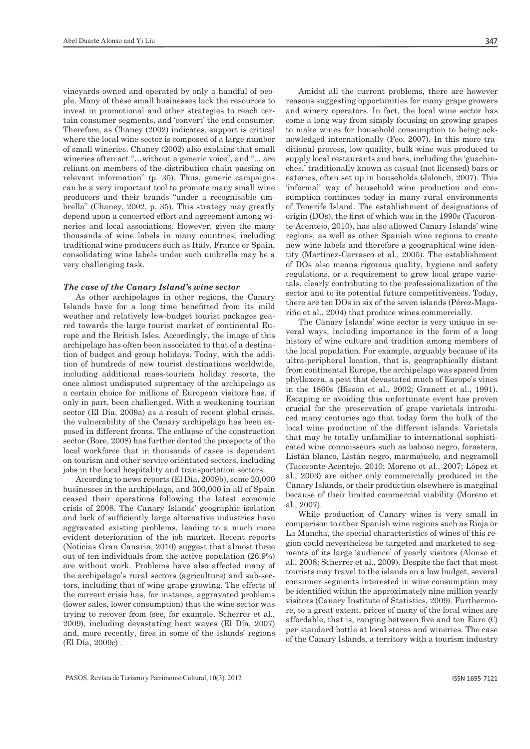vineyards owned and operated by only a handful of people. Many of these small businesses lack the resources to invest in promotional and other strategies to reach certain consumer segments, and 'convert' the end consumer. Therefore, as Chaney (2002) indicates, support is critical where the local wine sector is composed of a large number of small wineries. Chaney (2002) also explains that small wineries often act "…without a generic voice", and "... are reliant on members of the distribution chain passing on relevant information" (p. 35). Thus, generic campaigns can be a very important tool to promote many small wine producers and their brands "under a recognisable umbrella" (Chaney, 2002, p. 35). This strategy may greatly depend upon a concerted effort and agreement among wineries and local associations. However, given the many thousands of wine labels in many countries, including traditional wine producers such as Italy, France or Spain, consolidating wine labels under such umbrella may be a very challenging task.

### *The case of the Canary Island's wine sector*

As other archipelagos in other regions, the Canary Islands have for a long time benefitted from its mild weather and relatively low-budget tourist packages geared towards the large tourist market of continental Europe and the British Isles. Accordingly, the image of this archipelago has often been associated to that of a destination of budget and group holidays. Today, with the addition of hundreds of new tourist destinations worldwide, including additional mass-tourism holiday resorts, the once almost undisputed supremacy of the archipelago as a certain choice for millions of European visitors has, if only in part, been challenged. With a weakening tourism sector (El Día, 2009a) as a result of recent global crises, the vulnerability of the Canary archipelago has been exposed in different fronts. The collapse of the construction sector (Bore, 2008) has further dented the prospects of the local workforce that in thousands of cases is dependent on tourism and other service orientated sectors, including jobs in the local hospitality and transportation sectors.

According to news reports (El Día, 2009b), some 20,000 businesses in the archipelago, and 300,000 in all of Spain ceased their operations following the latest economic crisis of 2008. The Canary Islands' geographic isolation and lack of sufficiently large alternative industries have aggravated existing problems, leading to a much more evident deterioration of the job market. Recent reports (Noticias Gran Canaria, 2010) suggest that almost three out of ten individuals from the active population (26.9%) are without work. Problems have also affected many of the archipelago's rural sectors (agriculture) and sub-sectors, including that of wine grape growing. The effects of the current crisis has, for instance, aggravated problems (lower sales, lower consumption) that the wine sector was trying to recover from (see, for example, Scherrer et al., 2009), including devastating heat waves (El Día, 2007) and, more recently, fires in some of the islands' regions (El Día, 2009c) .

Amidst all the current problems, there are however reasons suggesting opportunities for many grape growers and winery operators. In fact, the local wine sector has come a long way from simply focusing on growing grapes to make wines for household consumption to being acknowledged internationally (Feo, 2007). In this more traditional process, low-quality, bulk wine was produced to supply local restaurants and bars, including the 'guachinches,' traditionally known as casual (not licensed) bars or eateries, often set up in households (Jolonch, 2007). This 'informal' way of household wine production and consumption continues today in many rural environments of Tenerife Island. The establishment of designations of origin (DOs), the first of which was in the 1990s (Tacoronte-Acentejo, 2010), has also allowed Canary Islands' wine regions, as well as other Spanish wine regions to create new wine labels and therefore a geographical wine identity (Martínez-Carrasco et al., 2005). The establishment of DOs also means rigorous quality, hygiene and safety regulations, or a requirement to grow local grape varietals, clearly contributing to the professionalization of the sector and to its potential future competitiveness. Today, there are ten DOs in six of the seven islands (Pérez-Magariño et al., 2004) that produce wines commercially.

The Canary Islands' wine sector is very unique in several ways, including importance in the form of a long history of wine culture and tradition among members of the local population. For example, arguably because of its ultra-peripheral location, that is, geographically distant from continental Europe, the archipelago was spared from phylloxera, a pest that devastated much of Europe's vines in the 1860s (Bisson et al., 2002; Granett et al., 1991). Escaping or avoiding this unfortunate event has proven crucial for the preservation of grape varietals introduced many centuries ago that today form the bulk of the local wine production of the different islands. Varietals that may be totally unfamiliar to international sophisticated wine connoisseurs such as baboso negro, forastera, Listán blanco, Listán negro, marmajuelo, and negramoll (Tacoronte-Acentejo, 2010; Moreno et al., 2007; López et al., 2003) are either only commercially produced in the Canary Islands, or their production elsewhere is marginal because of their limited commercial viability (Moreno et al., 2007).

While production of Canary wines is very small in comparison to other Spanish wine regions such as Rioja or La Mancha, the special characteristics of wines of this region could nevertheless be targeted and marketed to segments of its large 'audience' of yearly visitors (Alonso et al., 2008; Scherrer et al., 2009). Despite the fact that most tourists may travel to the islands on a low budget, several consumer segments interested in wine consumption may be identified within the approximately nine million yearly visitors (Canary Institute of Statistics, 2009). Furthermore, to a great extent, prices of many of the local wines are affordable, that is, ranging between five and ten Euro (€) per standard bottle at local stores and wineries. The case of the Canary Islands, a territory with a tourism industry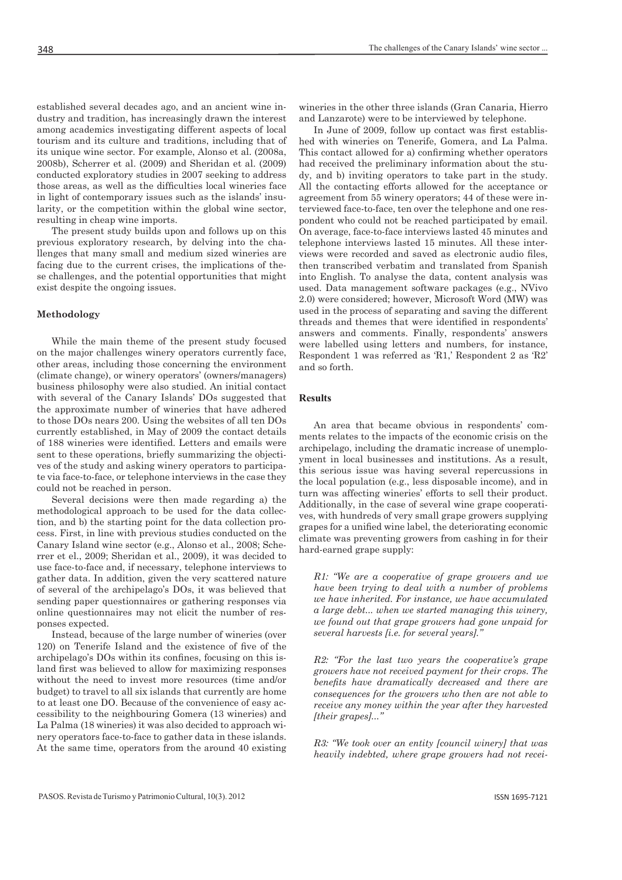established several decades ago, and an ancient wine industry and tradition, has increasingly drawn the interest among academics investigating different aspects of local tourism and its culture and traditions, including that of its unique wine sector. For example, Alonso et al. (2008a, 2008b), Scherrer et al. (2009) and Sheridan et al. (2009) conducted exploratory studies in 2007 seeking to address those areas, as well as the difficulties local wineries face in light of contemporary issues such as the islands' insularity, or the competition within the global wine sector, resulting in cheap wine imports.

The present study builds upon and follows up on this previous exploratory research, by delving into the challenges that many small and medium sized wineries are facing due to the current crises, the implications of these challenges, and the potential opportunities that might exist despite the ongoing issues.

## Methodology

While the main theme of the present study focused on the major challenges winery operators currently face, other areas, including those concerning the environment (climate change), or winery operators' (owners/managers) business philosophy were also studied. An initial contact with several of the Canary Islands' DOs suggested that the approximate number of wineries that have adhered to those DOs nears 200. Using the websites of all ten DOs currently established, in May of 2009 the contact details of 188 wineries were identified. Letters and emails were sent to these operations, briefly summarizing the objectives of the study and asking winery operators to participate via face-to-face, or telephone interviews in the case they could not be reached in person.

Several decisions were then made regarding a) the methodological approach to be used for the data collection, and b) the starting point for the data collection process. First, in line with previous studies conducted on the Canary Island wine sector (e.g., Alonso et al., 2008; Scherrer et el., 2009; Sheridan et al., 2009), it was decided to use face-to-face and, if necessary, telephone interviews to gather data. In addition, given the very scattered nature of several of the archipelago's DOs, it was believed that sending paper questionnaires or gathering responses via online questionnaires may not elicit the number of responses expected.

Instead, because of the large number of wineries (over 120) on Tenerife Island and the existence of five of the archipelago's DOs within its confines, focusing on this island first was believed to allow for maximizing responses without the need to invest more resources (time and/or budget) to travel to all six islands that currently are home to at least one DO. Because of the convenience of easy accessibility to the neighbouring Gomera (13 wineries) and La Palma (18 wineries) it was also decided to approach winery operators face-to-face to gather data in these islands. At the same time, operators from the around 40 existing wineries in the other three islands (Gran Canaria, Hierro and Lanzarote) were to be interviewed by telephone.

In June of 2009, follow up contact was first established with wineries on Tenerife, Gomera, and La Palma. This contact allowed for a) confirming whether operators had received the preliminary information about the study, and b) inviting operators to take part in the study. All the contacting efforts allowed for the acceptance or agreement from 55 winery operators; 44 of these were interviewed face-to-face, ten over the telephone and one respondent who could not be reached participated by email. On average, face-to-face interviews lasted 45 minutes and telephone interviews lasted 15 minutes. All these interviews were recorded and saved as electronic audio files, then transcribed verbatim and translated from Spanish into English. To analyse the data, content analysis was used. Data management software packages (e.g., NVivo 2.0) were considered; however, Microsoft Word (MW) was used in the process of separating and saving the different threads and themes that were identified in respondents' answers and comments. Finally, respondents' answers were labelled using letters and numbers, for instance, Respondent 1 was referred as 'R1,' Respondent 2 as 'R2' and so forth.

## Results

An area that became obvious in respondents' comments relates to the impacts of the economic crisis on the archipelago, including the dramatic increase of unemployment in local businesses and institutions. As a result, this serious issue was having several repercussions in the local population (e.g., less disposable income), and in turn was affecting wineries' efforts to sell their product. Additionally, in the case of several wine grape cooperatives, with hundreds of very small grape growers supplying grapes for a unified wine label, the deteriorating economic climate was preventing growers from cashing in for their hard-earned grape supply:

*R1: "We are a cooperative of grape growers and we have been trying to deal with a number of problems we have inherited. For instance, we have accumulated a large debt... when we started managing this winery, we found out that grape growers had gone unpaid for several harvests [i.e. for several years]."*

*R2: "For the last two years the cooperative's grape growers have not received payment for their crops. The benefits have dramatically decreased and there are consequences for the growers who then are not able to receive any money within the year after they harvested [their grapes]..."*

*R3: "We took over an entity [council winery] that was heavily indebted, where grape growers had not recei-*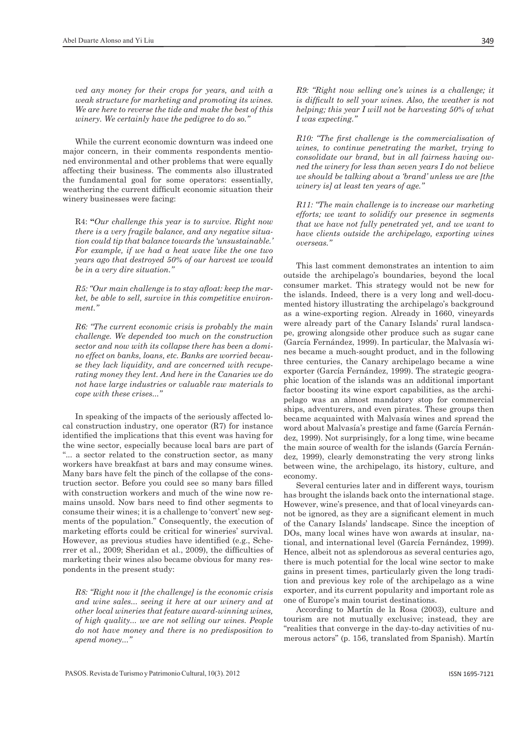*ved any money for their crops for years, and with a weak structure for marketing and promoting its wines. We are here to reverse the tide and make the best of this winery. We certainly have the pedigree to do so."*

While the current economic downturn was indeed one major concern, in their comments respondents mentioned environmental and other problems that were equally affecting their business. The comments also illustrated the fundamental goal for some operators: essentially, weathering the current difficult economic situation their winery businesses were facing:

> R4: **"***Our challenge this year is to survive. Right now there is a very fragile balance, and any negative situation could tip that balance towards the 'unsustainable.' For example, if we had a heat wave like the one two years ago that destroyed 50% of our harvest we would be in a very dire situation."*

> *R5: "Our main challenge is to stay afloat: keep the market, be able to sell, survive in this competitive environment."*

> *R6: "The current economic crisis is probably the main challenge. We depended too much on the construction sector and now with its collapse there has been a domino effect on banks, loans, etc. Banks are worried because they lack liquidity, and are concerned with recuperating money they lent. And here in the Canaries we do not have large industries or valuable raw materials to cope with these crises..."*

In speaking of the impacts of the seriously affected local construction industry, one operator (R7) for instance identified the implications that this event was having for the wine sector, especially because local bars are part of "... a sector related to the construction sector, as many workers have breakfast at bars and may consume wines. Many bars have felt the pinch of the collapse of the construction sector. Before you could see so many bars filled with construction workers and much of the wine now remains unsold. Now bars need to find other segments to consume their wines; it is a challenge to 'convert' new segments of the population." Consequently, the execution of marketing efforts could be critical for wineries' survival. However, as previous studies have identified (e.g., Scherrer et al., 2009; Sheridan et al., 2009), the difficulties of marketing their wines also became obvious for many respondents in the present study:

> *R8: "Right now it [the challenge] is the economic crisis and wine sales... seeing it here at our winery and at other local wineries that feature award-winning wines, of high quality... we are not selling our wines. People do not have money and there is no predisposition to spend money..."*

> *R9: "Right now selling one's wines is a challenge; it is difficult to sell your wines. Also, the weather is not helping; this year I will not be harvesting 50% of what I was expecting."*

> *R10: "The first challenge is the commercialisation of wines, to continue penetrating the market, trying to consolidate our brand, but in all fairness having owned the winery for less than seven years I do not believe we should be talking about a 'brand' unless we are [the winery is] at least ten years of age."*

> *R11: "The main challenge is to increase our marketing efforts; we want to solidify our presence in segments that we have not fully penetrated yet, and we want to have clients outside the archipelago, exporting wines overseas."*

This last comment demonstrates an intention to aim outside the archipelago's boundaries, beyond the local consumer market. This strategy would not be new for the islands. Indeed, there is a very long and well-documented history illustrating the archipelago's background as a wine-exporting region. Already in 1660, vineyards were already part of the Canary Islands' rural landscape, growing alongside other produce such as sugar cane (García Fernández, 1999). In particular, the Malvasía wines became a much-sought product, and in the following three centuries, the Canary archipelago became a wine exporter (García Fernández, 1999). The strategic geographic location of the islands was an additional important factor boosting its wine export capabilities, as the archipelago was an almost mandatory stop for commercial ships, adventurers, and even pirates. These groups then became acquainted with Malvasía wines and spread the word about Malvasía's prestige and fame (García Fernández, 1999). Not surprisingly, for a long time, wine became the main source of wealth for the islands (García Fernández, 1999), clearly demonstrating the very strong links between wine, the archipelago, its history, culture, and economy.

Several centuries later and in different ways, tourism has brought the islands back onto the international stage. However, wine's presence, and that of local vineyards cannot be ignored, as they are a significant element in much of the Canary Islands' landscape. Since the inception of DOs, many local wines have won awards at insular, national, and international level (García Fernández, 1999). Hence, albeit not as splendorous as several centuries ago, there is much potential for the local wine sector to make gains in present times, particularly given the long tradition and previous key role of the archipelago as a wine exporter, and its current popularity and important role as one of Europe's main tourist destinations.

According to Martín de la Rosa (2003), culture and tourism are not mutually exclusive; instead, they are "realities that converge in the day-to-day activities of numerous actors" (p. 156, translated from Spanish). Martín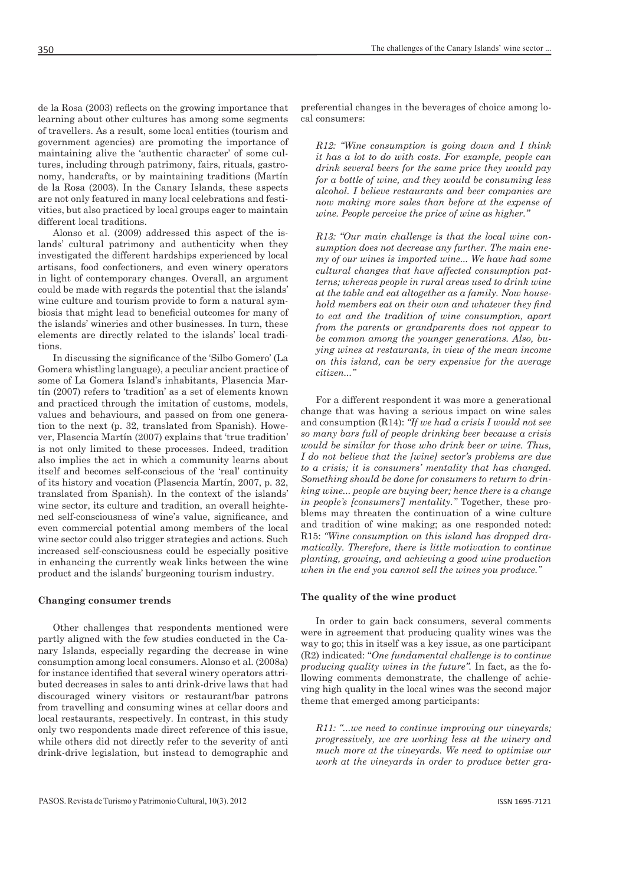de la Rosa (2003) reflects on the growing importance that learning about other cultures has among some segments of travellers. As a result, some local entities (tourism and government agencies) are promoting the importance of maintaining alive the 'authentic character' of some cultures, including through patrimony, fairs, rituals, gastronomy, handcrafts, or by maintaining traditions (Martín de la Rosa (2003). In the Canary Islands, these aspects are not only featured in many local celebrations and festivities, but also practiced by local groups eager to maintain different local traditions.

Alonso et al. (2009) addressed this aspect of the islands' cultural patrimony and authenticity when they investigated the different hardships experienced by local artisans, food confectioners, and even winery operators in light of contemporary changes. Overall, an argument could be made with regards the potential that the islands' wine culture and tourism provide to form a natural symbiosis that might lead to beneficial outcomes for many of the islands' wineries and other businesses. In turn, these elements are directly related to the islands' local traditions.

In discussing the significance of the 'Silbo Gomero' (La Gomera whistling language), a peculiar ancient practice of some of La Gomera Island's inhabitants, Plasencia Martín (2007) refers to 'tradition' as a set of elements known and practiced through the imitation of customs, models, values and behaviours, and passed on from one generation to the next (p. 32, translated from Spanish). However, Plasencia Martín (2007) explains that 'true tradition' is not only limited to these processes. Indeed, tradition also implies the act in which a community learns about itself and becomes self-conscious of the 'real' continuity of its history and vocation (Plasencia Martín, 2007, p. 32, translated from Spanish). In the context of the islands' wine sector, its culture and tradition, an overall heightened self-consciousness of wine's value, significance, and even commercial potential among members of the local wine sector could also trigger strategies and actions. Such increased self-consciousness could be especially positive in enhancing the currently weak links between the wine product and the islands' burgeoning tourism industry.

### Changing consumer trends

Other challenges that respondents mentioned were partly aligned with the few studies conducted in the Canary Islands, especially regarding the decrease in wine consumption among local consumers. Alonso et al. (2008a) for instance identified that several winery operators attributed decreases in sales to anti drink-drive laws that had discouraged winery visitors or restaurant/bar patrons from travelling and consuming wines at cellar doors and local restaurants, respectively. In contrast, in this study only two respondents made direct reference of this issue, while others did not directly refer to the severity of anti drink-drive legislation, but instead to demographic and preferential changes in the beverages of choice among local consumers:

> *R12: "Wine consumption is going down and I think it has a lot to do with costs. For example, people can drink several beers for the same price they would pay for a bottle of wine, and they would be consuming less alcohol. I believe restaurants and beer companies are now making more sales than before at the expense of wine. People perceive the price of wine as higher."*

> *R13: "Our main challenge is that the local wine consumption does not decrease any further. The main enemy of our wines is imported wine... We have had some cultural changes that have affected consumption patterns; whereas people in rural areas used to drink wine at the table and eat altogether as a family. Now household members eat on their own and whatever they find to eat and the tradition of wine consumption, apart from the parents or grandparents does not appear to be common among the younger generations. Also, buying wines at restaurants, in view of the mean income on this island, can be very expensive for the average citizen..."*

For a different respondent it was more a generational change that was having a serious impact on wine sales and consumption (R14): *"If we had a crisis I would not see so many bars full of people drinking beer because a crisis would be similar for those who drink beer or wine. Thus, I do not believe that the [wine] sector's problems are due to a crisis; it is consumers' mentality that has changed. Something should be done for consumers to return to drinking wine... people are buying beer; hence there is a change in people's [consumers'] mentality."* Together, these problems may threaten the continuation of a wine culture and tradition of wine making; as one responded noted: R15: *"Wine consumption on this island has dropped dramatically. Therefore, there is little motivation to continue planting, growing, and achieving a good wine production when in the end you cannot sell the wines you produce."*

### The quality of the wine product

In order to gain back consumers, several comments were in agreement that producing quality wines was the way to go; this in itself was a key issue, as one participant (R2) indicated: "*One fundamental challenge is to continue producing quality wines in the future".* In fact, as the following comments demonstrate, the challenge of achieving high quality in the local wines was the second major theme that emerged among participants:

> *R11: "...we need to continue improving our vineyards; progressively, we are working less at the winery and much more at the vineyards. We need to optimise our work at the vineyards in order to produce better gra-*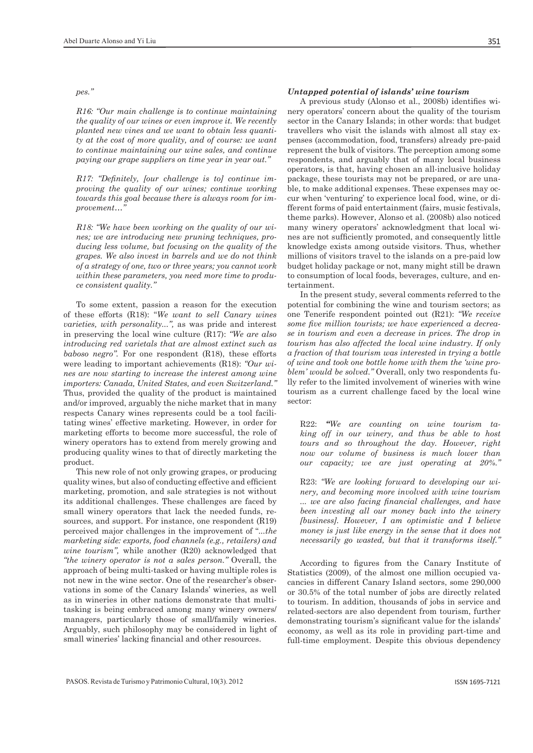*pes."*

*R16: "Our main challenge is to continue maintaining the quality of our wines or even improve it. We recently planted new vines and we want to obtain less quantity at the cost of more quality, and of course: we want to continue maintaining our wine sales, and continue paying our grape suppliers on time year in year out."*

*R17: "Definitely, [our challenge is to] continue improving the quality of our wines; continue working towards this goal because there is always room for improvement…"*

*R18: "We have been working on the quality of our wines; we are introducing new pruning techniques, producing less volume, but focusing on the quality of the grapes. We also invest in barrels and we do not think of a strategy of one, two or three years; you cannot work within these parameters, you need more time to produce consistent quality."*

To some extent, passion a reason for the execution of these efforts (R18): "*We want to sell Canary wines varieties, with personality...",* as was pride and interest in preserving the local wine culture (R17): *"We are also introducing red varietals that are almost extinct such as baboso negro".* For one respondent (R18), these efforts were leading to important achievements (R18): *"Our wines are now starting to increase the interest among wine importers: Canada, United States, and even Switzerland."* Thus, provided the quality of the product is maintained and/or improved, arguably the niche market that in many respects Canary wines represents could be a tool facilitating wines' effective marketing. However, in order for marketing efforts to become more successful, the role of winery operators has to extend from merely growing and producing quality wines to that of directly marketing the product.

This new role of not only growing grapes, or producing quality wines, but also of conducting effective and efficient marketing, promotion, and sale strategies is not without its additional challenges. These challenges are faced by small winery operators that lack the needed funds, resources, and support. For instance, one respondent (R19) perceived major challenges in the improvement of "*...the marketing side: exports, food channels (e.g., retailers) and wine tourism",* while another (R20) acknowledged that *"the winery operator is not a sales person."* Overall, the approach of being multi-tasked or having multiple roles is not new in the wine sector. One of the researcher's observations in some of the Canary Islands' wineries, as well as in wineries in other nations demonstrate that multitasking is being embraced among many winery owners/managers, particularly those of small/family wineries. Arguably, such philosophy may be considered in light of small wineries' lacking financial and other resources.

### *Untapped potential of islands' wine tourism*

A previous study (Alonso et al., 2008b) identifies winery operators' concern about the quality of the tourism sector in the Canary Islands; in other words: that budget travellers who visit the islands with almost all stay expenses (accommodation, food, transfers) already pre-paid represent the bulk of visitors. The perception among some respondents, and arguably that of many local business operators, is that, having chosen an all-inclusive holiday package, these tourists may not be prepared, or are unable, to make additional expenses. These expenses may occur when 'venturing' to experience local food, wine, or different forms of paid entertainment (fairs, music festivals, theme parks). However, Alonso et al. (2008b) also noticed many winery operators' acknowledgment that local wines are not sufficiently promoted, and consequently little knowledge exists among outside visitors. Thus, whether millions of visitors travel to the islands on a pre-paid low budget holiday package or not, many might still be drawn to consumption of local foods, beverages, culture, and entertainment.

In the present study, several comments referred to the potential for combining the wine and tourism sectors; as one Tenerife respondent pointed out (R21): *"We receive some five million tourists; we have experienced a decrease in tourism and even a decrease in prices. The drop in tourism has also affected the local wine industry. If only a fraction of that tourism was interested in trying a bottle of wine and took one bottle home with them the 'wine problem' would be solved."* Overall, only two respondents fully refer to the limited involvement of wineries with wine tourism as a current challenge faced by the local wine sector:

R22: ***"****We are counting on wine tourism taking off in our winery, and thus be able to host tours and so throughout the day. However, right now our volume of business is much lower than our capacity; we are just operating at 20%."*

R23: *"We are looking forward to developing our winery, and becoming more involved with wine tourism ... we are also facing financial challenges, and have been investing all our money back into the winery [business]. However, I am optimistic and I believe money is just like energy in the sense that it does not necessarily go wasted, but that it transforms itself."*

According to figures from the Canary Institute of Statistics (2009), of the almost one million occupied vacancies in different Canary Island sectors, some 290,000 or 30.5% of the total number of jobs are directly related to tourism. In addition, thousands of jobs in service and related-sectors are also dependent from tourism, further demonstrating tourism's significant value for the islands' economy, as well as its role in providing part-time and full-time employment. Despite this obvious dependency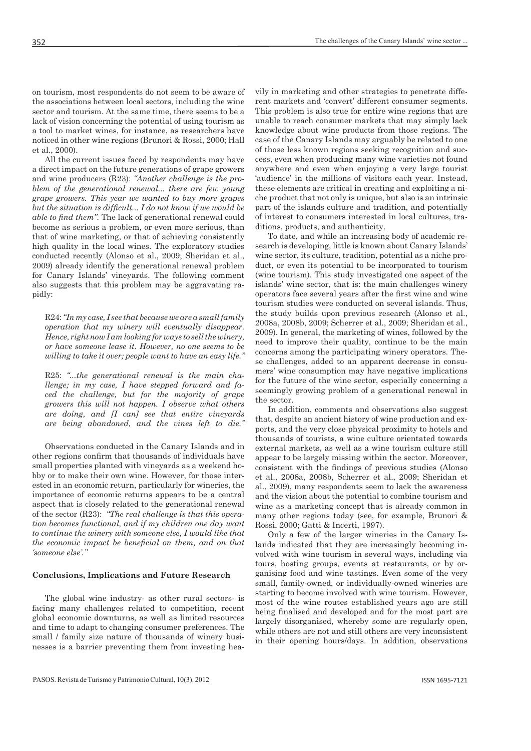on tourism, most respondents do not seem to be aware of the associations between local sectors, including the wine sector and tourism. At the same time, there seems to be a lack of vision concerning the potential of using tourism as a tool to market wines, for instance, as researchers have noticed in other wine regions (Brunori & Rossi, 2000; Hall et al., 2000).

All the current issues faced by respondents may have a direct impact on the future generations of grape growers and wine producers (R23): *"Another challenge is the problem of the generational renewal... there are few young grape growers. This year we wanted to buy more grapes but the situation is difficult... I do not know if we would be able to find them".* The lack of generational renewal could become as serious a problem, or even more serious, than that of wine marketing, or that of achieving consistently high quality in the local wines. The exploratory studies conducted recently (Alonso et al., 2009; Sheridan et al., 2009) already identify the generational renewal problem for Canary Islands' vineyards. The following comment also suggests that this problem may be aggravating rapidly:

> R24: *"In my case, I see that because we are a small family operation that my winery will eventually disappear. Hence, right now I am looking for ways to sell the winery, or have someone lease it. However, no one seems to be willing to take it over; people want to have an easy life."*

> R25: *"...the generational renewal is the main challenge; in my case, I have stepped forward and faced the challenge, but for the majority of grape growers this will not happen. I observe what others are doing, and [I can] see that entire vineyards are being abandoned, and the vines left to die."*

Observations conducted in the Canary Islands and in other regions confirm that thousands of individuals have small properties planted with vineyards as a weekend hobby or to make their own wine. However, for those interested in an economic return, particularly for wineries, the importance of economic returns appears to be a central aspect that is closely related to the generational renewal of the sector (R23): *"The real challenge is that this operation becomes functional, and if my children one day want to continue the winery with someone else, I would like that the economic impact be beneficial on them, and on that 'someone else'."*

## Conclusions, Implications and Future Research

The global wine industry- as other rural sectors- is facing many challenges related to competition, recent global economic downturns, as well as limited resources and time to adapt to changing consumer preferences. The small / family size nature of thousands of winery businesses is a barrier preventing them from investing heavily in marketing and other strategies to penetrate different markets and 'convert' different consumer segments. This problem is also true for entire wine regions that are unable to reach consumer markets that may simply lack knowledge about wine products from those regions. The case of the Canary Islands may arguably be related to one of those less known regions seeking recognition and success, even when producing many wine varieties not found anywhere and even when enjoying a very large tourist 'audience' in the millions of visitors each year. Instead, these elements are critical in creating and exploiting a niche product that not only is unique, but also is an intrinsic part of the islands culture and tradition, and potentially of interest to consumers interested in local cultures, traditions, products, and authenticity.

To date, and while an increasing body of academic research is developing, little is known about Canary Islands' wine sector, its culture, tradition, potential as a niche product, or even its potential to be incorporated to tourism (wine tourism). This study investigated one aspect of the islands' wine sector, that is: the main challenges winery operators face several years after the first wine and wine tourism studies were conducted on several islands. Thus, the study builds upon previous research (Alonso et al., 2008a, 2008b, 2009; Scherrer et al., 2009; Sheridan et al., 2009). In general, the marketing of wines, followed by the need to improve their quality, continue to be the main concerns among the participating winery operators. These challenges, added to an apparent decrease in consumers' wine consumption may have negative implications for the future of the wine sector, especially concerning a seemingly growing problem of a generational renewal in the sector.

In addition, comments and observations also suggest that, despite an ancient history of wine production and exports, and the very close physical proximity to hotels and thousands of tourists, a wine culture orientated towards external markets, as well as a wine tourism culture still appear to be largely missing within the sector. Moreover, consistent with the findings of previous studies (Alonso et al., 2008a, 2008b, Scherrer et al., 2009; Sheridan et al., 2009), many respondents seem to lack the awareness and the vision about the potential to combine tourism and wine as a marketing concept that is already common in many other regions today (see, for example, Brunori & Rossi, 2000; Gatti & Incerti, 1997).

Only a few of the larger wineries in the Canary Islands indicated that they are increasingly becoming involved with wine tourism in several ways, including via tours, hosting groups, events at restaurants, or by organising food and wine tastings. Even some of the very small, family-owned, or individually-owned wineries are starting to become involved with wine tourism. However, most of the wine routes established years ago are still being finalised and developed and for the most part are largely disorganised, whereby some are regularly open, while others are not and still others are very inconsistent in their opening hours/days. In addition, observations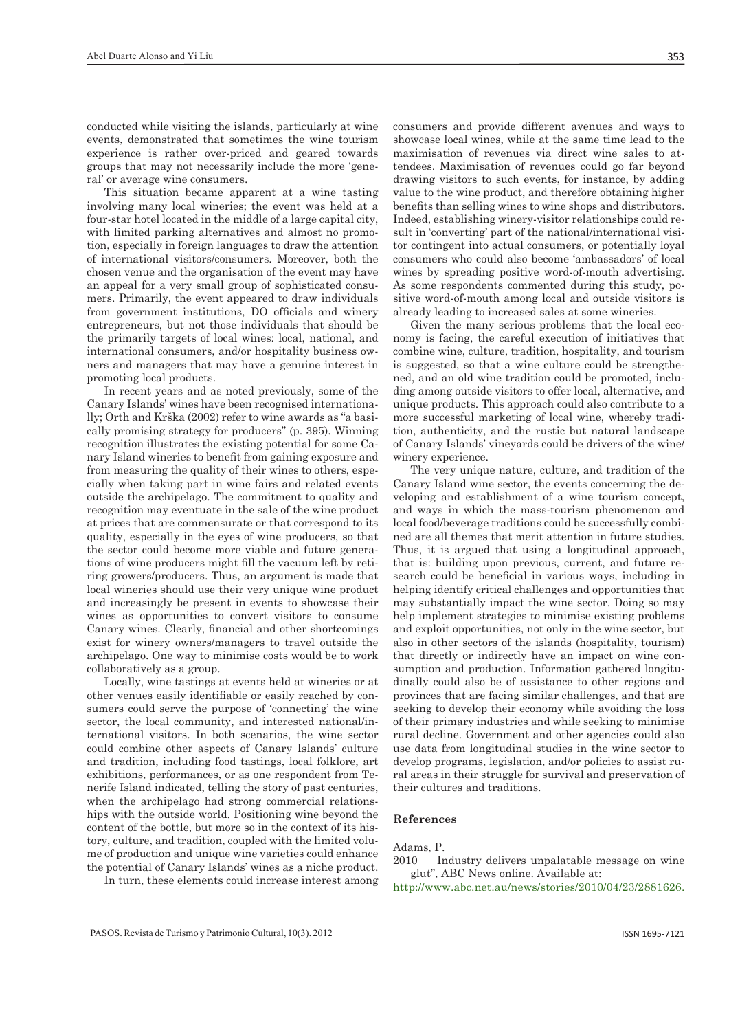conducted while visiting the islands, particularly at wine events, demonstrated that sometimes the wine tourism experience is rather over-priced and geared towards groups that may not necessarily include the more 'general' or average wine consumers.

This situation became apparent at a wine tasting involving many local wineries; the event was held at a four-star hotel located in the middle of a large capital city, with limited parking alternatives and almost no promotion, especially in foreign languages to draw the attention of international visitors/consumers. Moreover, both the chosen venue and the organisation of the event may have an appeal for a very small group of sophisticated consumers. Primarily, the event appeared to draw individuals from government institutions, DO officials and winery entrepreneurs, but not those individuals that should be the primarily targets of local wines: local, national, and international consumers, and/or hospitality business owners and managers that may have a genuine interest in promoting local products.

In recent years and as noted previously, some of the Canary Islands' wines have been recognised internationally; Orth and Krška (2002) refer to wine awards as "a basically promising strategy for producers" (p. 395). Winning recognition illustrates the existing potential for some Canary Island wineries to benefit from gaining exposure and from measuring the quality of their wines to others, especially when taking part in wine fairs and related events outside the archipelago. The commitment to quality and recognition may eventuate in the sale of the wine product at prices that are commensurate or that correspond to its quality, especially in the eyes of wine producers, so that the sector could become more viable and future generations of wine producers might fill the vacuum left by retiring growers/producers. Thus, an argument is made that local wineries should use their very unique wine product and increasingly be present in events to showcase their wines as opportunities to convert visitors to consume Canary wines. Clearly, financial and other shortcomings exist for winery owners/managers to travel outside the archipelago. One way to minimise costs would be to work collaboratively as a group.

Locally, wine tastings at events held at wineries or at other venues easily identifiable or easily reached by consumers could serve the purpose of 'connecting' the wine sector, the local community, and interested national/international visitors. In both scenarios, the wine sector could combine other aspects of Canary Islands' culture and tradition, including food tastings, local folklore, art exhibitions, performances, or as one respondent from Tenerife Island indicated, telling the story of past centuries, when the archipelago had strong commercial relationships with the outside world. Positioning wine beyond the content of the bottle, but more so in the context of its history, culture, and tradition, coupled with the limited volume of production and unique wine varieties could enhance the potential of Canary Islands' wines as a niche product.

In turn, these elements could increase interest among consumers and provide different avenues and ways to showcase local wines, while at the same time lead to the maximisation of revenues via direct wine sales to attendees. Maximisation of revenues could go far beyond drawing visitors to such events, for instance, by adding value to the wine product, and therefore obtaining higher benefits than selling wines to wine shops and distributors. Indeed, establishing winery-visitor relationships could result in 'converting' part of the national/international visitor contingent into actual consumers, or potentially loyal consumers who could also become 'ambassadors' of local wines by spreading positive word-of-mouth advertising. As some respondents commented during this study, positive word-of-mouth among local and outside visitors is already leading to increased sales at some wineries.

Given the many serious problems that the local economy is facing, the careful execution of initiatives that combine wine, culture, tradition, hospitality, and tourism is suggested, so that a wine culture could be strengthened, and an old wine tradition could be promoted, including among outside visitors to offer local, alternative, and unique products. This approach could also contribute to a more successful marketing of local wine, whereby tradition, authenticity, and the rustic but natural landscape of Canary Islands' vineyards could be drivers of the wine/winery experience.

The very unique nature, culture, and tradition of the Canary Island wine sector, the events concerning the developing and establishment of a wine tourism concept, and ways in which the mass-tourism phenomenon and local food/beverage traditions could be successfully combined are all themes that merit attention in future studies. Thus, it is argued that using a longitudinal approach, that is: building upon previous, current, and future research could be beneficial in various ways, including in helping identify critical challenges and opportunities that may substantially impact the wine sector. Doing so may help implement strategies to minimise existing problems and exploit opportunities, not only in the wine sector, but also in other sectors of the islands (hospitality, tourism) that directly or indirectly have an impact on wine consumption and production. Information gathered longitudinally could also be of assistance to other regions and provinces that are facing similar challenges, and that are seeking to develop their economy while avoiding the loss of their primary industries and while seeking to minimise rural decline. Government and other agencies could also use data from longitudinal studies in the wine sector to develop programs, legislation, and/or policies to assist rural areas in their struggle for survival and preservation of their cultures and traditions.

## References

Adams, P.
2010 Industry delivers unpalatable message on wine glut", ABC News online. Available at:
http://www.abc.net.au/news/stories/2010/04/23/2881626.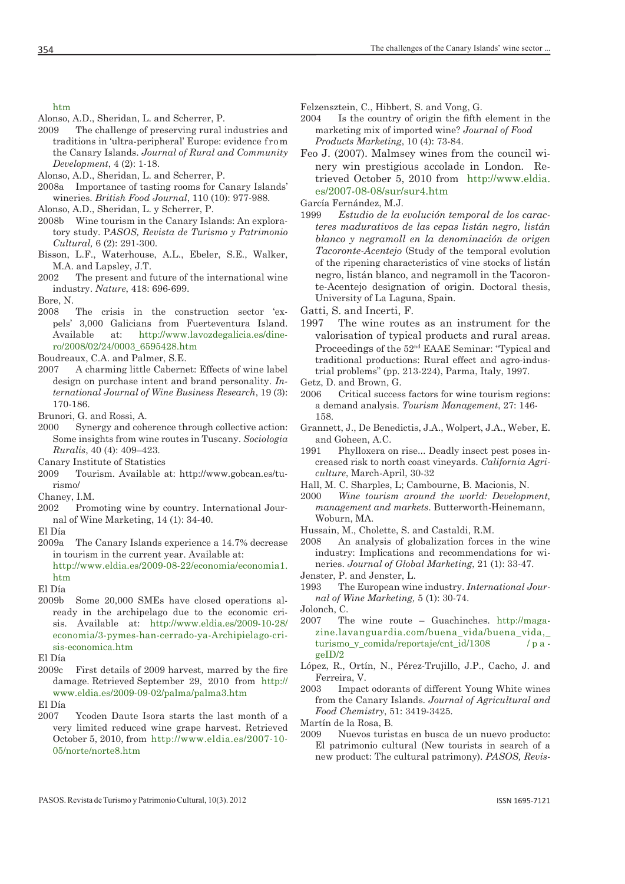htm

Alonso, A.D., Sheridan, L. and Scherrer, P.

2009 The challenge of preserving rural industries and traditions in 'ultra-peripheral' Europe: evidence from the Canary Islands. *Journal of Rural and Community Development*, 4 (2): 1-18.

Alonso, A.D., Sheridan, L. and Scherrer, P.

2008a Importance of tasting rooms for Canary Islands' wineries. *British Food Journal*, 110 (10): 977-988.

Alonso, A.D., Sheridan, L. y Scherrer, P.

2008b Wine tourism in the Canary Islands: An exploratory study. P*ASOS, Revista de Turismo y Patrimonio Cultural,* 6 (2): 291-300.

Bisson, L.F., Waterhouse, A.L., Ebeler, S.E., Walker, M.A. and Lapsley, J.T.

2002 The present and future of the international wine industry. *Nature*, 418: 696-699.

Bore, N.

2008 The crisis in the construction sector 'expels' 3,000 Galicians from Fuerteventura Island. Available at: http://www.lavozdegalicia.es/dinero/2008/02/24/0003_6595428.htm

Boudreaux, C.A. and Palmer, S.E.

2007 A charming little Cabernet: Effects of wine label design on purchase intent and brand personality. *International Journal of Wine Business Research*, 19 (3): 170-186.

Brunori, G. and Rossi, A.

2000 Synergy and coherence through collective action: Some insights from wine routes in Tuscany. *Sociologia Ruralis*, 40 (4): 409–423.

Canary Institute of Statistics

2009 Tourism. Available at: http://www.gobcan.es/turismo/

Chaney, I.M.

2002 Promoting wine by country. International Journal of Wine Marketing, 14 (1): 34-40.

El Día

2009a The Canary Islands experience a 14.7% decrease in tourism in the current year. Available at: http://www.eldia.es/2009-08-22/economia/economia1.htm

El Día

2009b Some 20,000 SMEs have closed operations already in the archipelago due to the economic crisis. Available at: http://www.eldia.es/2009-10-28/economia/3-pymes-han-cerrado-ya-Archipielago-crisis-economica.htm

El Día

2009c First details of 2009 harvest, marred by the fire damage. Retrieved September 29, 2010 from http://www.eldia.es/2009-09-02/palma/palma3.htm

El Día

2007 Ycoden Daute Isora starts the last month of a very limited reduced wine grape harvest. Retrieved October 5, 2010, from http://www.eldia.es/2007-10-05/norte/norte8.htm

Felzensztein, C., Hibbert, S. and Vong, G.

2004 Is the country of origin the fifth element in the marketing mix of imported wine? *Journal of Food Products Marketing*, 10 (4): 73-84.

Feo J. (2007). Malmsey wines from the council winery win prestigious accolade in London. Retrieved October 5, 2010 from http://www.eldia.es/2007-08-08/sur/sur4.htm

García Fernández, M.J.

1999 *Estudio de la evolución temporal de los caracteres madurativos de las cepas listán negro, listán blanco y negramoll en la denominación de origen Tacoronte-Acentejo* (Study of the temporal evolution of the ripening characteristics of vine stocks of listán negro, listán blanco, and negramoll in the Tacoronte-Acentejo designation of origin. Doctoral thesis, University of La Laguna, Spain.

Gatti, S. and Incerti, F.

1997 The wine routes as an instrument for the valorisation of typical products and rural areas. Proceedings of the 52nd EAAE Seminar: "Typical and traditional productions: Rural effect and agro-industrial problems" (pp. 213-224), Parma, Italy, 1997.

Getz, D. and Brown, G.

2006 Critical success factors for wine tourism regions: a demand analysis. *Tourism Management*, 27: 146-158.

Grannett, J., De Benedictis, J.A., Wolpert, J.A., Weber, E. and Goheen, A.C.

1991 Phylloxera on rise... Deadly insect pest poses increased risk to north coast vineyards. *California Agriculture*, March-April, 30-32

Hall, M. C. Sharples, L; Cambourne, B. Macionis, N.

2000 *Wine tourism around the world: Development, management and markets*. Butterworth-Heinemann, Woburn, MA.

Hussain, M., Cholette, S. and Castaldi, R.M.

2008 An analysis of globalization forces in the wine industry: Implications and recommendations for wineries. *Journal of Global Marketing*, 21 (1): 33-47.

Jenster, P. and Jenster, L.

1993 The European wine industry. *International Journal of Wine Marketing,* 5 (1): 30-74.

Jolonch, C.

2007 The wine route – Guachinches. http://magazine.lavanguardia.com/buena_vida/buena_vida,_turismo_y_comida/reportaje/cnt_id/1308/pageID/2

López, R., Ortín, N., Pérez-Trujillo, J.P., Cacho, J. and Ferreira, V.

2003 Impact odorants of different Young White wines from the Canary Islands. *Journal of Agricultural and Food Chemistry*, 51: 3419-3425.

Martín de la Rosa, B.

2009 Nuevos turistas en busca de un nuevo producto: El patrimonio cultural (New tourists in search of a new product: The cultural patrimony). *PASOS, Revis-*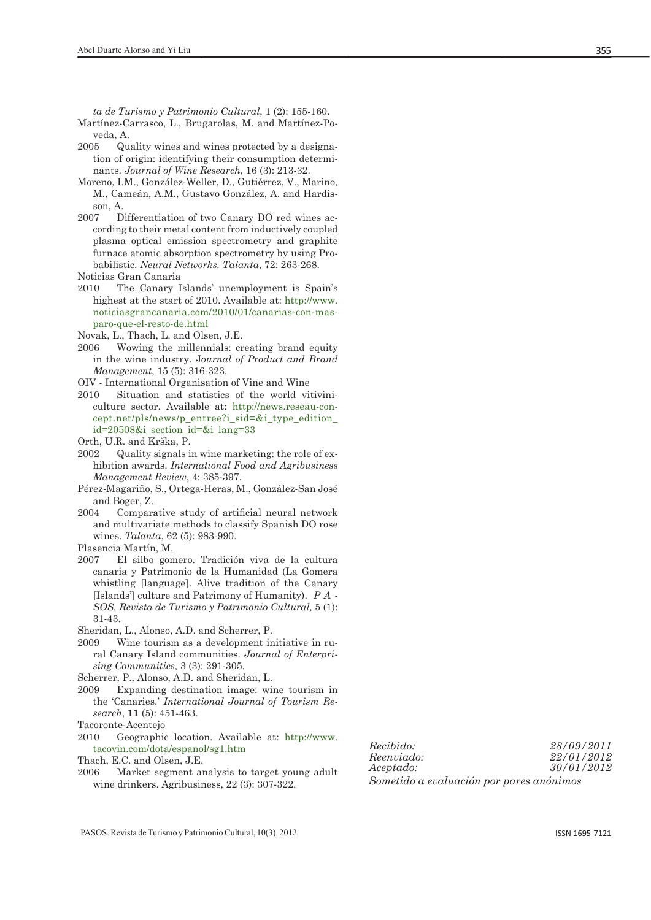*ta de Turismo y Patrimonio Cultural*, 1 (2): 155-160.

Martínez-Carrasco, L., Brugarolas, M. and Martínez-Poveda, A.

2005 Quality wines and wines protected by a designation of origin: identifying their consumption determinants. *Journal of Wine Research*, 16 (3): 213-32.

Moreno, I.M., González-Weller, D., Gutiérrez, V., Marino, M., Cameán, A.M., Gustavo González, A. and Hardisson, A.

2007 Differentiation of two Canary DO red wines according to their metal content from inductively coupled plasma optical emission spectrometry and graphite furnace atomic absorption spectrometry by using Probabilistic. *Neural Networks. Talanta*, 72: 263-268.

Noticias Gran Canaria

2010 The Canary Islands' unemployment is Spain's highest at the start of 2010. Available at: http://www.noticiasgrancanaria.com/2010/01/canarias-con-mas-paro-que-el-resto-de.html

Novak, L., Thach, L. and Olsen, J.E.

2006 Wowing the millennials: creating brand equity in the wine industry. J*ournal of Product and Brand Management*, 15 (5): 316-323.

OIV - International Organisation of Vine and Wine

2010 Situation and statistics of the world vitiviniculture sector. Available at: http://news.reseau-concept.net/pls/news/p_entree?i_sid=&i_type_edition_id=20508&i_section_id=&i_lang=33

Orth, U.R. and Krška, P.

2002 Quality signals in wine marketing: the role of exhibition awards. *International Food and Agribusiness Management Review*, 4: 385-397.

Pérez-Magariño, S., Ortega-Heras, M., González-San José and Boger, Z.

2004 Comparative study of artificial neural network and multivariate methods to classify Spanish DO rose wines. *Talanta*, 62 (5): 983-990.

Plasencia Martín, M.

2007 El silbo gomero. Tradición viva de la cultura canaria y Patrimonio de la Humanidad (La Gomera whistling [language]. Alive tradition of the Canary [Islands'] culture and Patrimony of Humanity). *P A - SOS, Revista de Turismo y Patrimonio Cultural,* 5 (1): 31-43.

Sheridan, L., Alonso, A.D. and Scherrer, P.

2009 Wine tourism as a development initiative in rural Canary Island communities. *Journal of Enterprising Communities,* 3 (3): 291-305.

Scherrer, P., Alonso, A.D. and Sheridan, L.

2009 Expanding destination image: wine tourism in the 'Canaries.' *International Journal of Tourism Research*, **11** (5): 451-463.

Tacoronte-Acentejo

2010 Geographic location. Available at: http://www.tacovin.com/dota/espanol/sg1.htm

Thach, E.C. and Olsen, J.E.

2006 Market segment analysis to target young adult wine drinkers. Agribusiness, 22 (3): 307-322.

*Recibido:* *28/09/2011*
*Reenviado:* *22/01/2012*
*Aceptado:* *30/01/2012*
*Sometido a evaluación por pares anónimos*